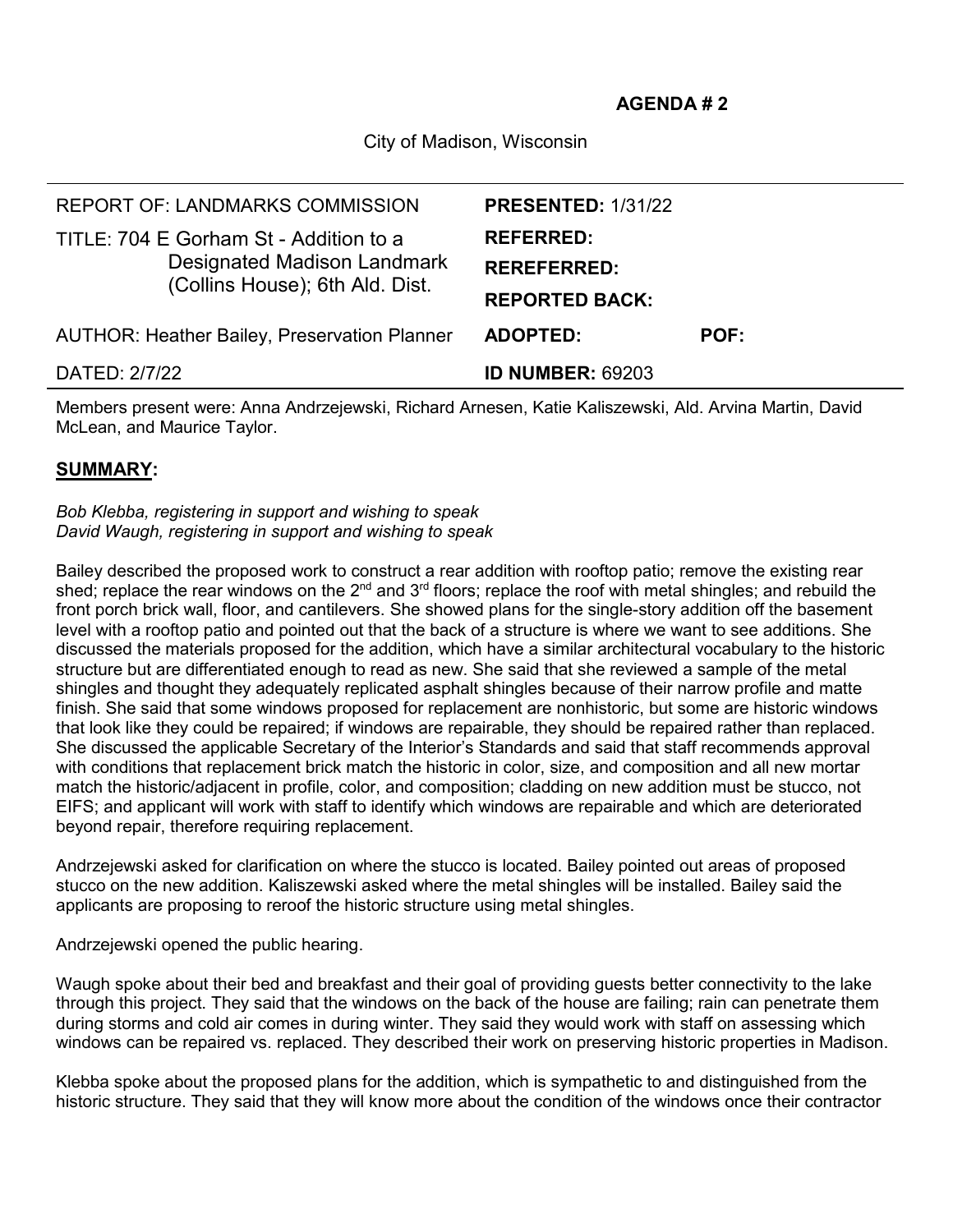**AGENDA # 2**

City of Madison, Wisconsin

| REPORT OF: LANDMARKS COMMISSION | **PRESENTED:** 1/31/22 | |
|---|---|---|
| TITLE: 704 E Gorham St - Addition to a Designated Madison Landmark (Collins House); 6th Ald. Dist. | **REFERRED:** | |
| | **REREFERRED:** | |
| | **REPORTED BACK:** | |
| AUTHOR: Heather Bailey, Preservation Planner | **ADOPTED:** | **POF:** |
| DATED: 2/7/22 | **ID NUMBER:** 69203 | |

Members present were: Anna Andrzejewski, Richard Arnesen, Katie Kaliszewski, Ald. Arvina Martin, David McLean, and Maurice Taylor.

## SUMMARY:

*Bob Klebba, registering in support and wishing to speak*
*David Waugh, registering in support and wishing to speak*

Bailey described the proposed work to construct a rear addition with rooftop patio; remove the existing rear shed; replace the rear windows on the 2nd and 3rd floors; replace the roof with metal shingles; and rebuild the front porch brick wall, floor, and cantilevers. She showed plans for the single-story addition off the basement level with a rooftop patio and pointed out that the back of a structure is where we want to see additions. She discussed the materials proposed for the addition, which have a similar architectural vocabulary to the historic structure but are differentiated enough to read as new. She said that she reviewed a sample of the metal shingles and thought they adequately replicated asphalt shingles because of their narrow profile and matte finish. She said that some windows proposed for replacement are nonhistoric, but some are historic windows that look like they could be repaired; if windows are repairable, they should be repaired rather than replaced. She discussed the applicable Secretary of the Interior's Standards and said that staff recommends approval with conditions that replacement brick match the historic in color, size, and composition and all new mortar match the historic/adjacent in profile, color, and composition; cladding on new addition must be stucco, not EIFS; and applicant will work with staff to identify which windows are repairable and which are deteriorated beyond repair, therefore requiring replacement.

Andrzejewski asked for clarification on where the stucco is located. Bailey pointed out areas of proposed stucco on the new addition. Kaliszewski asked where the metal shingles will be installed. Bailey said the applicants are proposing to reroof the historic structure using metal shingles.

Andrzejewski opened the public hearing.

Waugh spoke about their bed and breakfast and their goal of providing guests better connectivity to the lake through this project. They said that the windows on the back of the house are failing; rain can penetrate them during storms and cold air comes in during winter. They said they would work with staff on assessing which windows can be repaired vs. replaced. They described their work on preserving historic properties in Madison.

Klebba spoke about the proposed plans for the addition, which is sympathetic to and distinguished from the historic structure. They said that they will know more about the condition of the windows once their contractor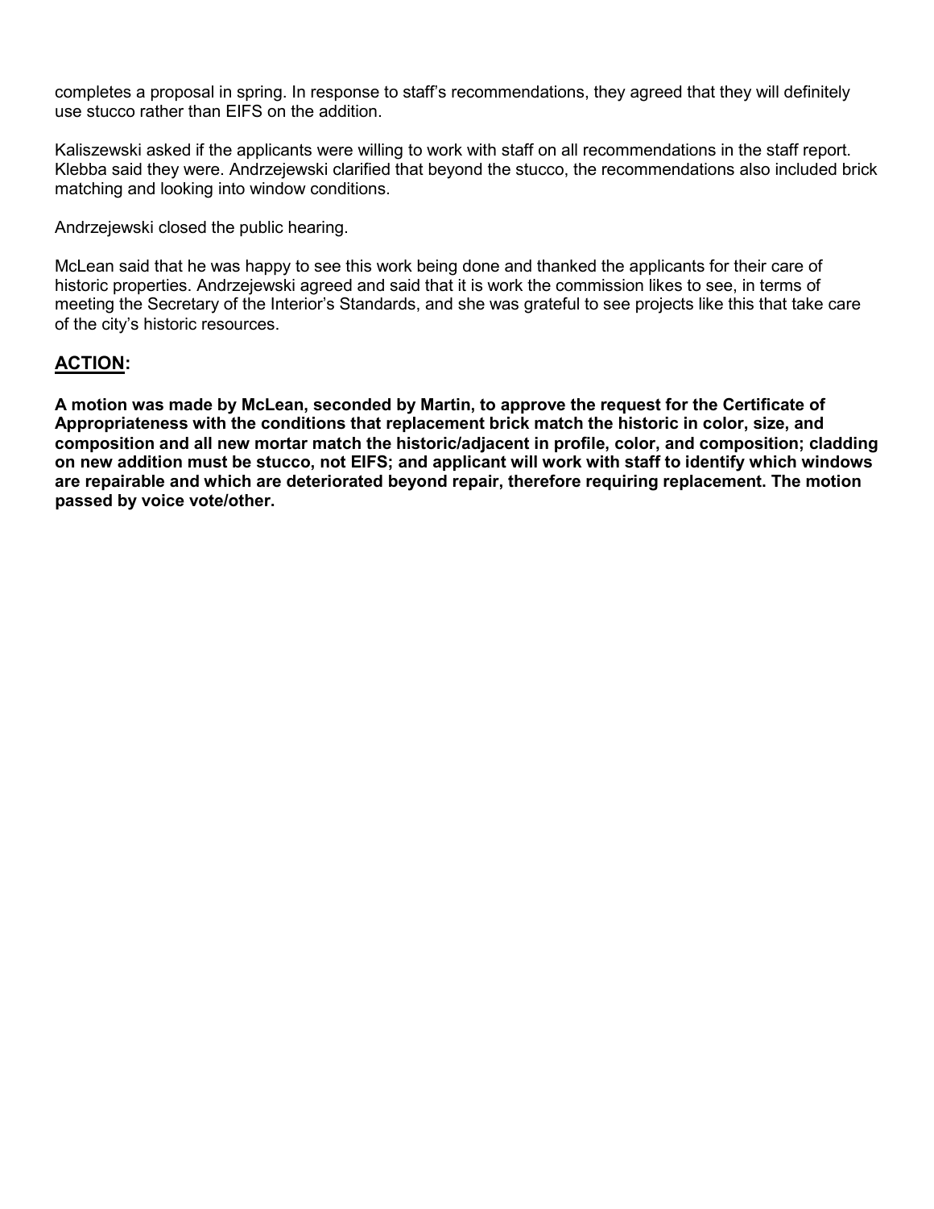completes a proposal in spring. In response to staff's recommendations, they agreed that they will definitely use stucco rather than EIFS on the addition.

Kaliszewski asked if the applicants were willing to work with staff on all recommendations in the staff report. Klebba said they were. Andrzejewski clarified that beyond the stucco, the recommendations also included brick matching and looking into window conditions.

Andrzejewski closed the public hearing.

McLean said that he was happy to see this work being done and thanked the applicants for their care of historic properties. Andrzejewski agreed and said that it is work the commission likes to see, in terms of meeting the Secretary of the Interior's Standards, and she was grateful to see projects like this that take care of the city's historic resources.

## ACTION:

**A motion was made by McLean, seconded by Martin, to approve the request for the Certificate of Appropriateness with the conditions that replacement brick match the historic in color, size, and composition and all new mortar match the historic/adjacent in profile, color, and composition; cladding on new addition must be stucco, not EIFS; and applicant will work with staff to identify which windows are repairable and which are deteriorated beyond repair, therefore requiring replacement. The motion passed by voice vote/other.**